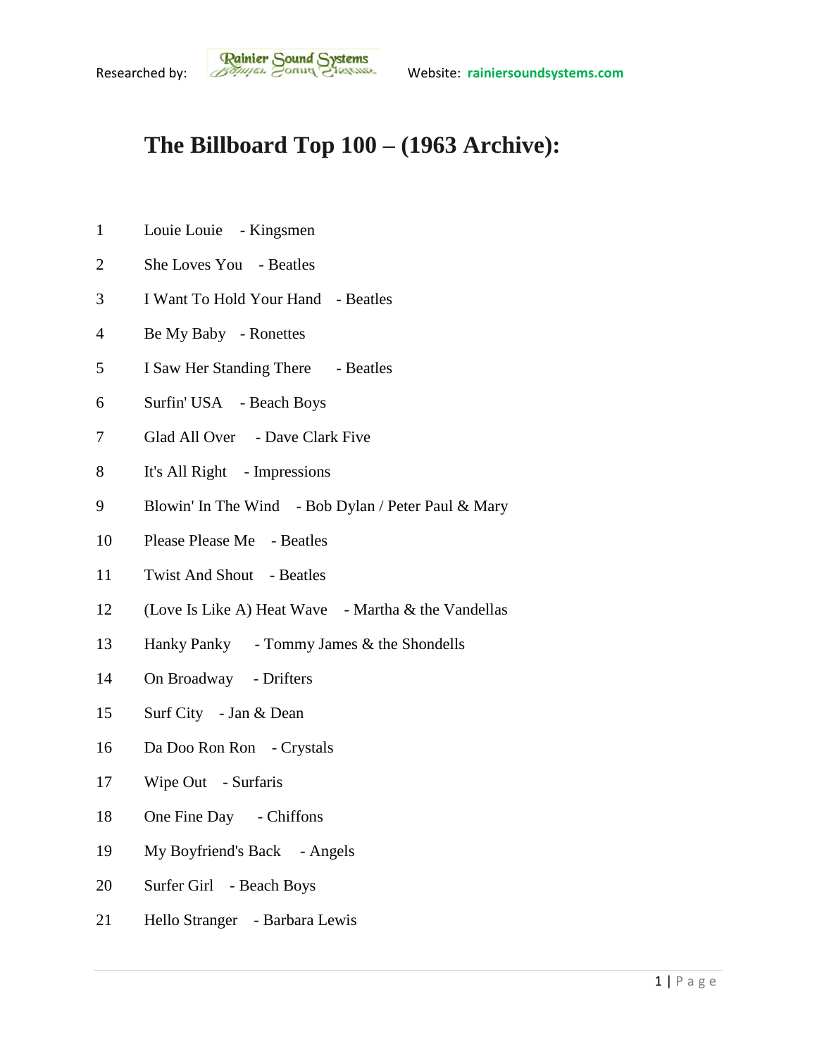Researched by: Rainier Sound Systems Website: rainiersoundsystems.com

# The Billboard Top 100 – (1963 Archive):

1 Louie Louie - Kingsmen

2 She Loves You - Beatles

3 I Want To Hold Your Hand - Beatles

4 Be My Baby - Ronettes

5 I Saw Her Standing There - Beatles

6 Surfin' USA - Beach Boys

7 Glad All Over - Dave Clark Five

8 It's All Right - Impressions

9 Blowin' In The Wind - Bob Dylan / Peter Paul & Mary

10 Please Please Me - Beatles

11 Twist And Shout - Beatles

12 (Love Is Like A) Heat Wave - Martha & the Vandellas

13 Hanky Panky - Tommy James & the Shondells

14 On Broadway - Drifters

15 Surf City - Jan & Dean

16 Da Doo Ron Ron - Crystals

17 Wipe Out - Surfaris

18 One Fine Day - Chiffons

19 My Boyfriend's Back - Angels

20 Surfer Girl - Beach Boys

21 Hello Stranger - Barbara Lewis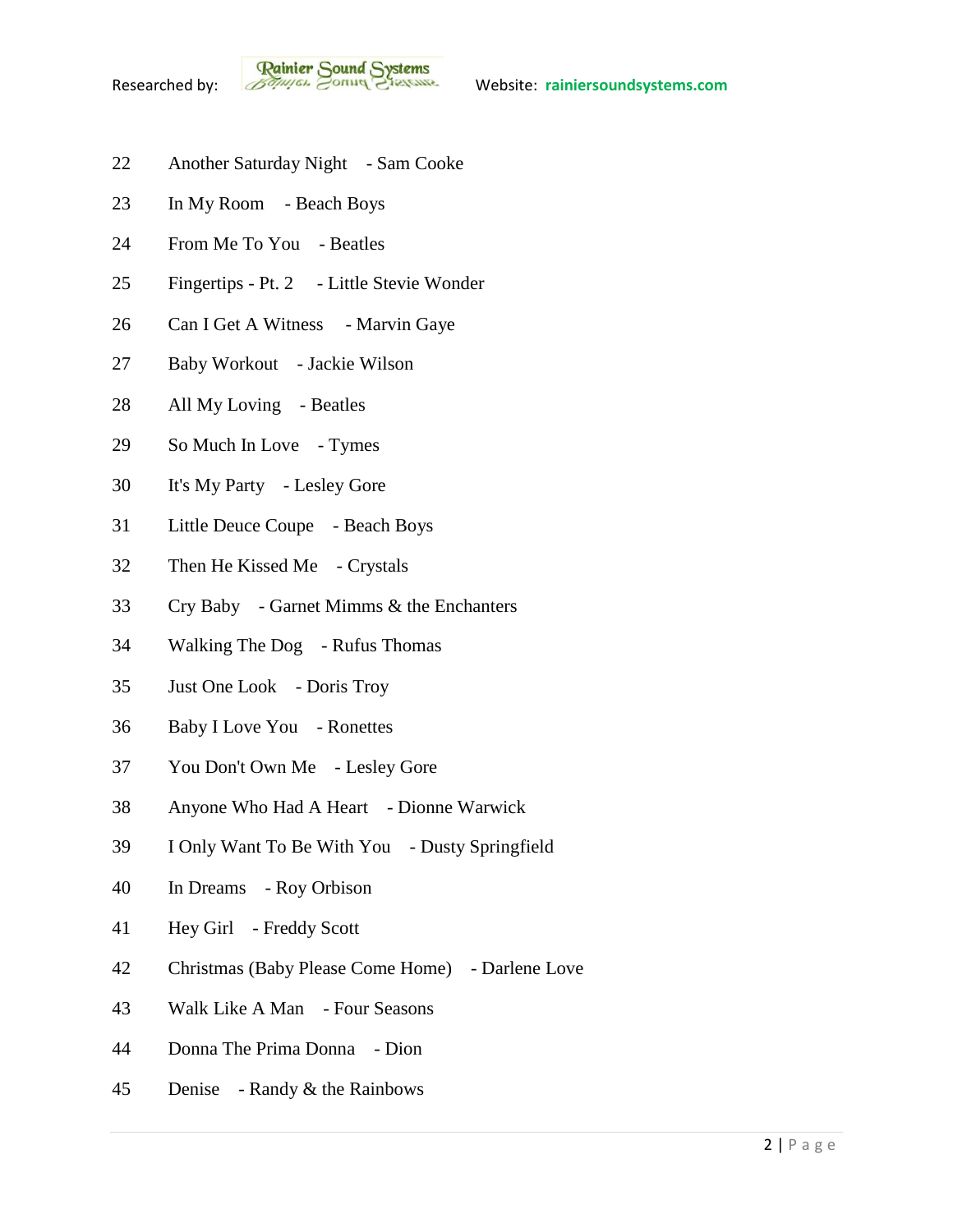22 Another Saturday Night - Sam Cooke

23 In My Room - Beach Boys

24 From Me To You - Beatles

25 Fingertips - Pt. 2 - Little Stevie Wonder

26 Can I Get A Witness - Marvin Gaye

27 Baby Workout - Jackie Wilson

28 All My Loving - Beatles

29 So Much In Love - Tymes

30 It's My Party - Lesley Gore

31 Little Deuce Coupe - Beach Boys

32 Then He Kissed Me - Crystals

33 Cry Baby - Garnet Mimms & the Enchanters

34 Walking The Dog - Rufus Thomas

35 Just One Look - Doris Troy

36 Baby I Love You - Ronettes

37 You Don't Own Me - Lesley Gore

38 Anyone Who Had A Heart - Dionne Warwick

39 I Only Want To Be With You - Dusty Springfield

40 In Dreams - Roy Orbison

41 Hey Girl - Freddy Scott

42 Christmas (Baby Please Come Home) - Darlene Love

43 Walk Like A Man - Four Seasons

44 Donna The Prima Donna - Dion

45 Denise - Randy & the Rainbows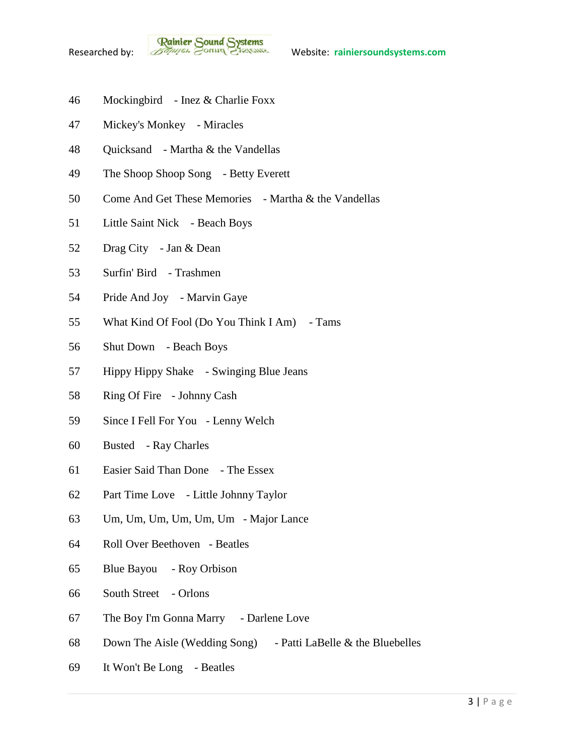46 Mockingbird - Inez & Charlie Foxx

47 Mickey's Monkey - Miracles

48 Quicksand - Martha & the Vandellas

49 The Shoop Shoop Song - Betty Everett

50 Come And Get These Memories - Martha & the Vandellas

51 Little Saint Nick - Beach Boys

52 Drag City - Jan & Dean

53 Surfin' Bird - Trashmen

54 Pride And Joy - Marvin Gaye

55 What Kind Of Fool (Do You Think I Am) - Tams

56 Shut Down - Beach Boys

57 Hippy Hippy Shake - Swinging Blue Jeans

58 Ring Of Fire - Johnny Cash

59 Since I Fell For You - Lenny Welch

60 Busted - Ray Charles

61 Easier Said Than Done - The Essex

62 Part Time Love - Little Johnny Taylor

63 Um, Um, Um, Um, Um, Um - Major Lance

64 Roll Over Beethoven - Beatles

65 Blue Bayou - Roy Orbison

66 South Street - Orlons

67 The Boy I'm Gonna Marry - Darlene Love

68 Down The Aisle (Wedding Song) - Patti LaBelle & the Bluebelles

69 It Won't Be Long - Beatles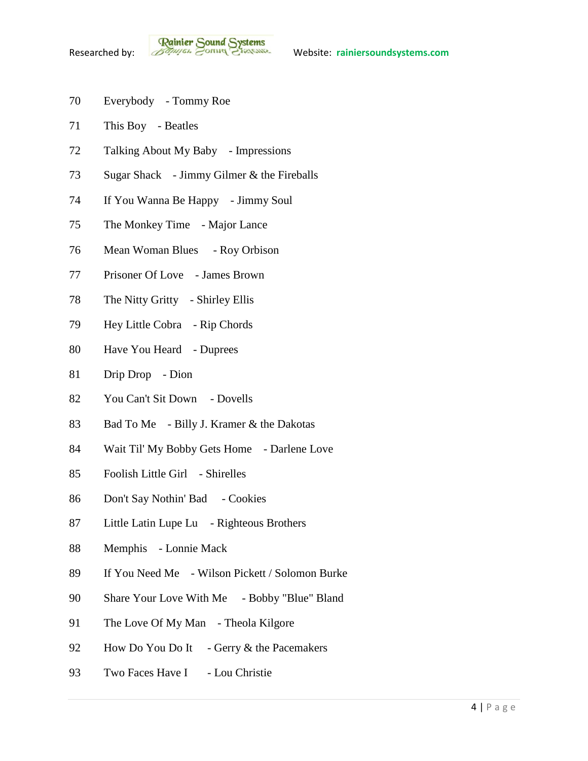70 Everybody - Tommy Roe

71 This Boy - Beatles

72 Talking About My Baby - Impressions

73 Sugar Shack - Jimmy Gilmer & the Fireballs

74 If You Wanna Be Happy - Jimmy Soul

75 The Monkey Time - Major Lance

76 Mean Woman Blues - Roy Orbison

77 Prisoner Of Love - James Brown

78 The Nitty Gritty - Shirley Ellis

79 Hey Little Cobra - Rip Chords

80 Have You Heard - Duprees

81 Drip Drop - Dion

82 You Can't Sit Down - Dovells

83 Bad To Me - Billy J. Kramer & the Dakotas

84 Wait Til' My Bobby Gets Home - Darlene Love

85 Foolish Little Girl - Shirelles

86 Don't Say Nothin' Bad - Cookies

87 Little Latin Lupe Lu - Righteous Brothers

88 Memphis - Lonnie Mack

89 If You Need Me - Wilson Pickett / Solomon Burke

90 Share Your Love With Me - Bobby "Blue" Bland

91 The Love Of My Man - Theola Kilgore

92 How Do You Do It - Gerry & the Pacemakers

93 Two Faces Have I - Lou Christie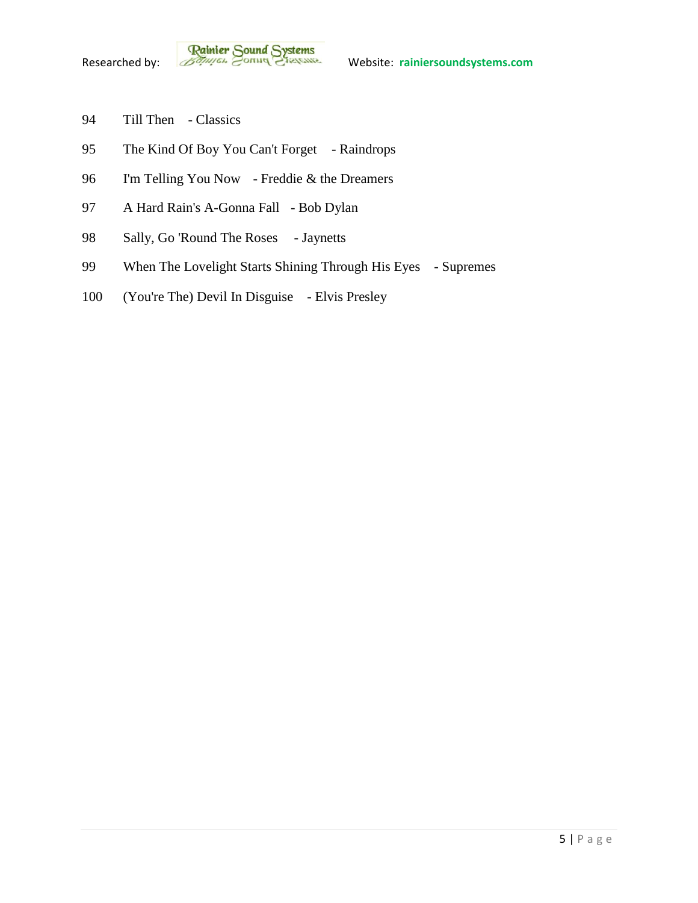94 Till Then - Classics

95 The Kind Of Boy You Can't Forget - Raindrops

96 I'm Telling You Now - Freddie & the Dreamers

97 A Hard Rain's A-Gonna Fall - Bob Dylan

98 Sally, Go 'Round The Roses - Jaynetts

99 When The Lovelight Starts Shining Through His Eyes - Supremes

100 (You're The) Devil In Disguise - Elvis Presley